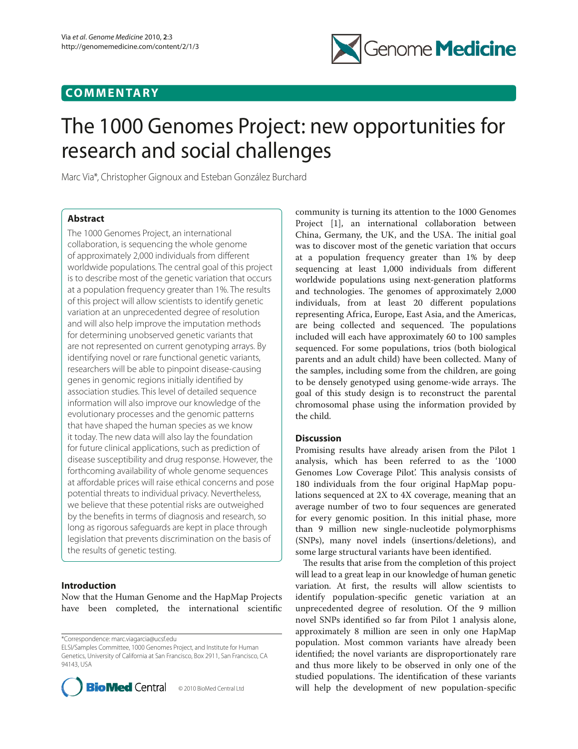COMMENTARY

# The 1000 Genomes Project: new opportunities for research and social challenges

Marc Via*, Christopher Gignoux and Esteban González Burchard

## Abstract

The 1000 Genomes Project, an international collaboration, is sequencing the whole genome of approximately 2,000 individuals from different worldwide populations. The central goal of this project is to describe most of the genetic variation that occurs at a population frequency greater than 1%. The results of this project will allow scientists to identify genetic variation at an unprecedented degree of resolution and will also help improve the imputation methods for determining unobserved genetic variants that are not represented on current genotyping arrays. By identifying novel or rare functional genetic variants, researchers will be able to pinpoint disease-causing genes in genomic regions initially identified by association studies. This level of detailed sequence information will also improve our knowledge of the evolutionary processes and the genomic patterns that have shaped the human species as we know it today. The new data will also lay the foundation for future clinical applications, such as prediction of disease susceptibility and drug response. However, the forthcoming availability of whole genome sequences at affordable prices will raise ethical concerns and pose potential threats to individual privacy. Nevertheless, we believe that these potential risks are outweighed by the benefits in terms of diagnosis and research, so long as rigorous safeguards are kept in place through legislation that prevents discrimination on the basis of the results of genetic testing.

## Introduction

Now that the Human Genome and the HapMap Projects have been completed, the international scientific community is turning its attention to the 1000 Genomes Project [1], an international collaboration between China, Germany, the UK, and the USA. The initial goal was to discover most of the genetic variation that occurs at a population frequency greater than 1% by deep sequencing at least 1,000 individuals from different worldwide populations using next-generation platforms and technologies. The genomes of approximately 2,000 individuals, from at least 20 different populations representing Africa, Europe, East Asia, and the Americas, are being collected and sequenced. The populations included will each have approximately 60 to 100 samples sequenced. For some populations, trios (both biological parents and an adult child) have been collected. Many of the samples, including some from the children, are going to be densely genotyped using genome-wide arrays. The goal of this study design is to reconstruct the parental chromosomal phase using the information provided by the child.

## Discussion

Promising results have already arisen from the Pilot 1 analysis, which has been referred to as the '1000 Genomes Low Coverage Pilot'. This analysis consists of 180 individuals from the four original HapMap populations sequenced at 2X to 4X coverage, meaning that an average number of two to four sequences are generated for every genomic position. In this initial phase, more than 9 million new single-nucleotide polymorphisms (SNPs), many novel indels (insertions/deletions), and some large structural variants have been identified.

The results that arise from the completion of this project will lead to a great leap in our knowledge of human genetic variation. At first, the results will allow scientists to identify population-specific genetic variation at an unprecedented degree of resolution. Of the 9 million novel SNPs identified so far from Pilot 1 analysis alone, approximately 8 million are seen in only one HapMap population. Most common variants have already been identified; the novel variants are disproportionately rare and thus more likely to be observed in only one of the studied populations. The identification of these variants will help the development of new population-specific

*Correspondence: marc.viagarcia@ucsf.edu
ELSI/Samples Committee, 1000 Genomes Project, and Institute for Human Genetics, University of California at San Francisco, Box 2911, San Francisco, CA 94143, USA

© 2010 BioMed Central Ltd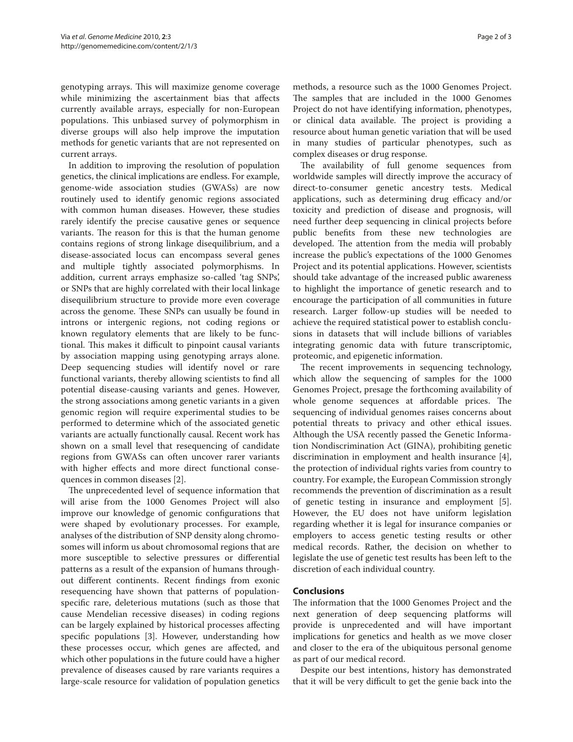genotyping arrays. This will maximize genome coverage while minimizing the ascertainment bias that affects currently available arrays, especially for non-European populations. This unbiased survey of polymorphism in diverse groups will also help improve the imputation methods for genetic variants that are not represented on current arrays.

In addition to improving the resolution of population genetics, the clinical implications are endless. For example, genome-wide association studies (GWASs) are now routinely used to identify genomic regions associated with common human diseases. However, these studies rarely identify the precise causative genes or sequence variants. The reason for this is that the human genome contains regions of strong linkage disequilibrium, and a disease-associated locus can encompass several genes and multiple tightly associated polymorphisms. In addition, current arrays emphasize so-called 'tag SNPs', or SNPs that are highly correlated with their local linkage disequilibrium structure to provide more even coverage across the genome. These SNPs can usually be found in introns or intergenic regions, not coding regions or known regulatory elements that are likely to be functional. This makes it difficult to pinpoint causal variants by association mapping using genotyping arrays alone. Deep sequencing studies will identify novel or rare functional variants, thereby allowing scientists to find all potential disease-causing variants and genes. However, the strong associations among genetic variants in a given genomic region will require experimental studies to be performed to determine which of the associated genetic variants are actually functionally causal. Recent work has shown on a small level that resequencing of candidate regions from GWASs can often uncover rarer variants with higher effects and more direct functional consequences in common diseases [2].

The unprecedented level of sequence information that will arise from the 1000 Genomes Project will also improve our knowledge of genomic configurations that were shaped by evolutionary processes. For example, analyses of the distribution of SNP density along chromosomes will inform us about chromosomal regions that are more susceptible to selective pressures or differential patterns as a result of the expansion of humans throughout different continents. Recent findings from exonic resequencing have shown that patterns of population-specific rare, deleterious mutations (such as those that cause Mendelian recessive diseases) in coding regions can be largely explained by historical processes affecting specific populations [3]. However, understanding how these processes occur, which genes are affected, and which other populations in the future could have a higher prevalence of diseases caused by rare variants requires a large-scale resource for validation of population genetics methods, a resource such as the 1000 Genomes Project. The samples that are included in the 1000 Genomes Project do not have identifying information, phenotypes, or clinical data available. The project is providing a resource about human genetic variation that will be used in many studies of particular phenotypes, such as complex diseases or drug response.

The availability of full genome sequences from worldwide samples will directly improve the accuracy of direct-to-consumer genetic ancestry tests. Medical applications, such as determining drug efficacy and/or toxicity and prediction of disease and prognosis, will need further deep sequencing in clinical projects before public benefits from these new technologies are developed. The attention from the media will probably increase the public's expectations of the 1000 Genomes Project and its potential applications. However, scientists should take advantage of the increased public awareness to highlight the importance of genetic research and to encourage the participation of all communities in future research. Larger follow-up studies will be needed to achieve the required statistical power to establish conclusions in datasets that will include billions of variables integrating genomic data with future transcriptomic, proteomic, and epigenetic information.

The recent improvements in sequencing technology, which allow the sequencing of samples for the 1000 Genomes Project, presage the forthcoming availability of whole genome sequences at affordable prices. The sequencing of individual genomes raises concerns about potential threats to privacy and other ethical issues. Although the USA recently passed the Genetic Information Nondiscrimination Act (GINA), prohibiting genetic discrimination in employment and health insurance [4], the protection of individual rights varies from country to country. For example, the European Commission strongly recommends the prevention of discrimination as a result of genetic testing in insurance and employment [5]. However, the EU does not have uniform legislation regarding whether it is legal for insurance companies or employers to access genetic testing results or other medical records. Rather, the decision on whether to legislate the use of genetic test results has been left to the discretion of each individual country.

## Conclusions

The information that the 1000 Genomes Project and the next generation of deep sequencing platforms will provide is unprecedented and will have important implications for genetics and health as we move closer and closer to the era of the ubiquitous personal genome as part of our medical record.

Despite our best intentions, history has demonstrated that it will be very difficult to get the genie back into the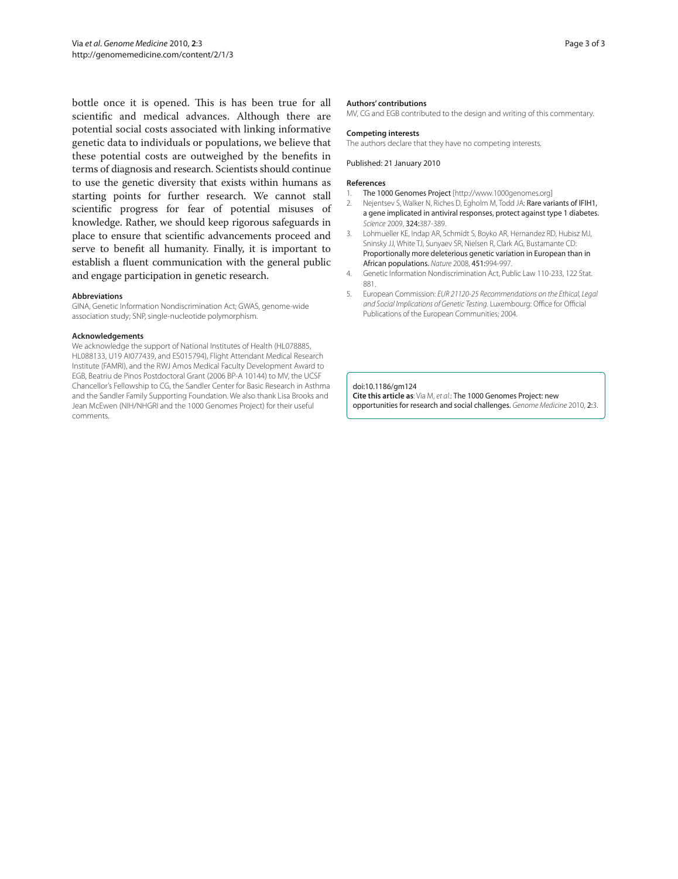bottle once it is opened. This is has been true for all scientific and medical advances. Although there are potential social costs associated with linking informative genetic data to individuals or populations, we believe that these potential costs are outweighed by the benefits in terms of diagnosis and research. Scientists should continue to use the genetic diversity that exists within humans as starting points for further research. We cannot stall scientific progress for fear of potential misuses of knowledge. Rather, we should keep rigorous safeguards in place to ensure that scientific advancements proceed and serve to benefit all humanity. Finally, it is important to establish a fluent communication with the general public and engage participation in genetic research.

#### Abbreviations

GINA, Genetic Information Nondiscrimination Act; GWAS, genome-wide association study; SNP, single-nucleotide polymorphism.

#### Acknowledgements

We acknowledge the support of National Institutes of Health (HL078885, HL088133, U19 AI077439, and ES015794), Flight Attendant Medical Research Institute (FAMRI), and the RWJ Amos Medical Faculty Development Award to EGB, Beatriu de Pinos Postdoctoral Grant (2006 BP-A 10144) to MV, the UCSF Chancellor's Fellowship to CG, the Sandler Center for Basic Research in Asthma and the Sandler Family Supporting Foundation. We also thank Lisa Brooks and Jean McEwen (NIH/NHGRI and the 1000 Genomes Project) for their useful comments.

#### Authors' contributions

MV, CG and EGB contributed to the design and writing of this commentary.

#### Competing interests

The authors declare that they have no competing interests.

Published: 21 January 2010

#### References

1. The 1000 Genomes Project [http://www.1000genomes.org]
2. Nejentsev S, Walker N, Riches D, Egholm M, Todd JA: Rare variants of IFIH1, a gene implicated in antiviral responses, protect against type 1 diabetes. *Science* 2009, **324:**387-389.
3. Lohmueller KE, Indap AR, Schmidt S, Boyko AR, Hernandez RD, Hubisz MJ, Sninsky JJ, White TJ, Sunyaev SR, Nielsen R, Clark AG, Bustamante CD: Proportionally more deleterious genetic variation in European than in African populations. *Nature* 2008, **451:**994-997.
4. Genetic Information Nondiscrimination Act, Public Law 110-233, 122 Stat. 881.
5. European Commission: *EUR 21120-25 Recommendations on the Ethical, Legal and Social Implications of Genetic Testing.* Luxembourg: Office for Official Publications of the European Communities; 2004.

doi:10.1186/gm124

**Cite this article as**: Via M, *et al.*: The 1000 Genomes Project: new opportunities for research and social challenges. *Genome Medicine* 2010, **2:**3.